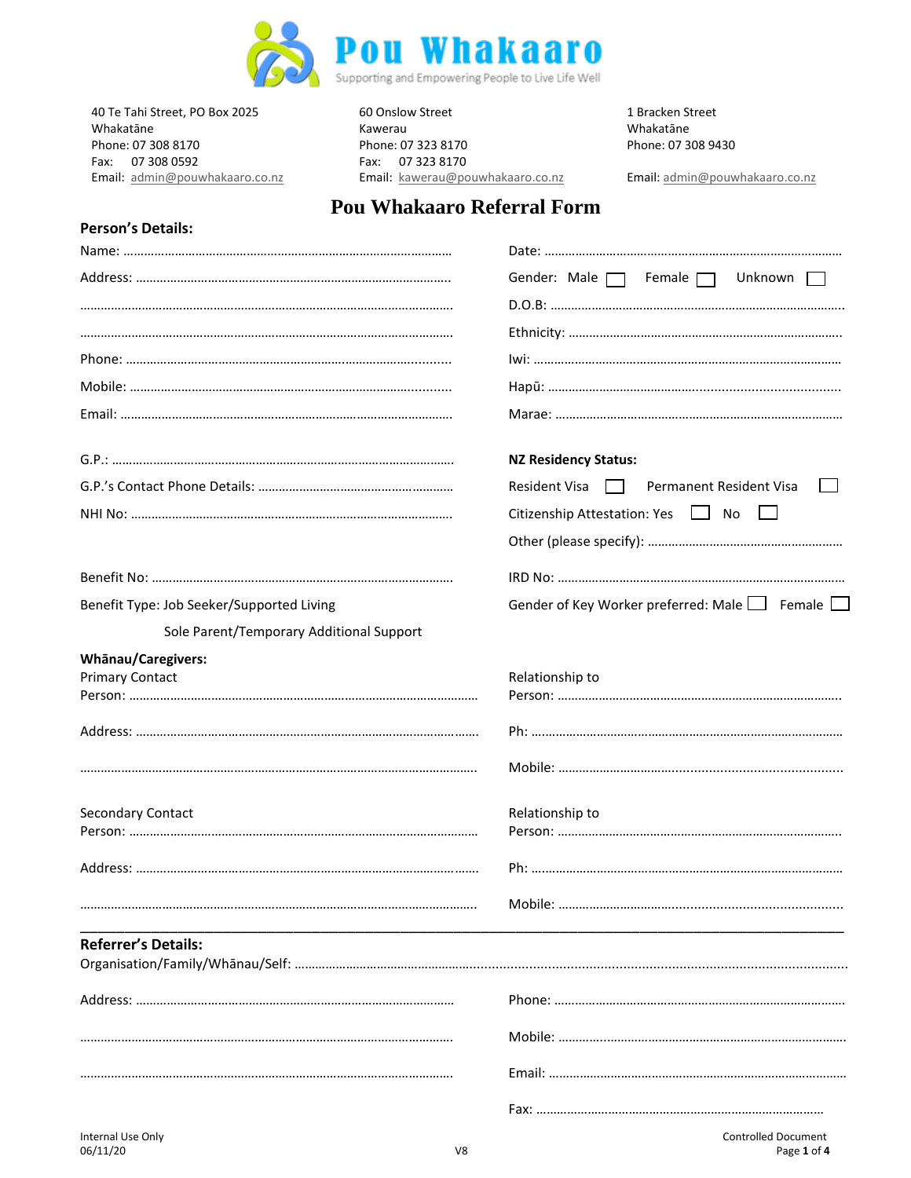**Pou Whakaaro**

Supporting and Empowering People to Live Life Well

40 Te Tahi Street, PO Box 2025
Whakatāne
Phone: 07 308 8170
Fax: 07 308 0592
Email: admin@pouwhakaaro.co.nz

60 Onslow Street
Kawerau
Phone: 07 323 8170
Fax: 07 323 8170
Email: kawerau@pouwhakaaro.co.nz

1 Bracken Street
Whakatāne
Phone: 07 308 9430

Email: admin@pouwhakaaro.co.nz

# Pou Whakaaro Referral Form

## Person's Details:

Name: ……………………………………………………………………………………

Address: ……………………………………………………………………………….

……………………………………………………………………………………………

……………………………………………………………………………………………

Phone: …………………………………………………………………………………

Mobile: ………………………………………………………………………………

Email: …………………………………………………………………………………

Date: ……………………………………………………………………………………

Gender: Male ☐ Female ☐ Unknown ☐

D.O.B: …………………………………………………………………………………

Ethnicity: ……………………………………………………………………………

Iwi: ……………………………………………………………………………………

Hapū: …………………………………………………………………………………

Marae: ………………………………………………………………………………

G.P.: ……………………………………………………………………………………

G.P.'s Contact Phone Details: ………………………………………………

NHI No: ………………………………………………………………………………

**NZ Residency Status:**

Resident Visa ☐ Permanent Resident Visa ☐

Citizenship Attestation: Yes ☐ No ☐

Other (please specify): …………………………………………………

Benefit No: …………………………………………………………………………

Benefit Type: Job Seeker/Supported Living

Sole Parent/Temporary Additional Support

IRD No: ………………………………………………………………………………

Gender of Key Worker preferred: Male ☐ Female ☐

**Whānau/Caregivers:**

Primary Contact
Person: ………………………………………………………………………………

Address: ……………………………………………………………………………

……………………………………………………………………………………………

Relationship to
Person: ………………………………………………………………………………

Ph: ……………………………………………………………………………………

Mobile: ………………………………………………………………………………

Secondary Contact
Person: ………………………………………………………………………………

Address: ……………………………………………………………………………

……………………………………………………………………………………………

Relationship to
Person: ………………………………………………………………………………

Ph: ……………………………………………………………………………………

Mobile: ………………………………………………………………………………

---

## Referrer's Details:

Organisation/Family/Whānau/Self: ……………………………………………………………………………………

Address: ……………………………………………………………………………

……………………………………………………………………………………………

……………………………………………………………………………………………

Phone: ………………………………………………………………………………

Mobile: ………………………………………………………………………………

Email: ………………………………………………………………………………

Fax: …………………………………………………………………………………

Internal Use Only
06/11/20

V8

Controlled Document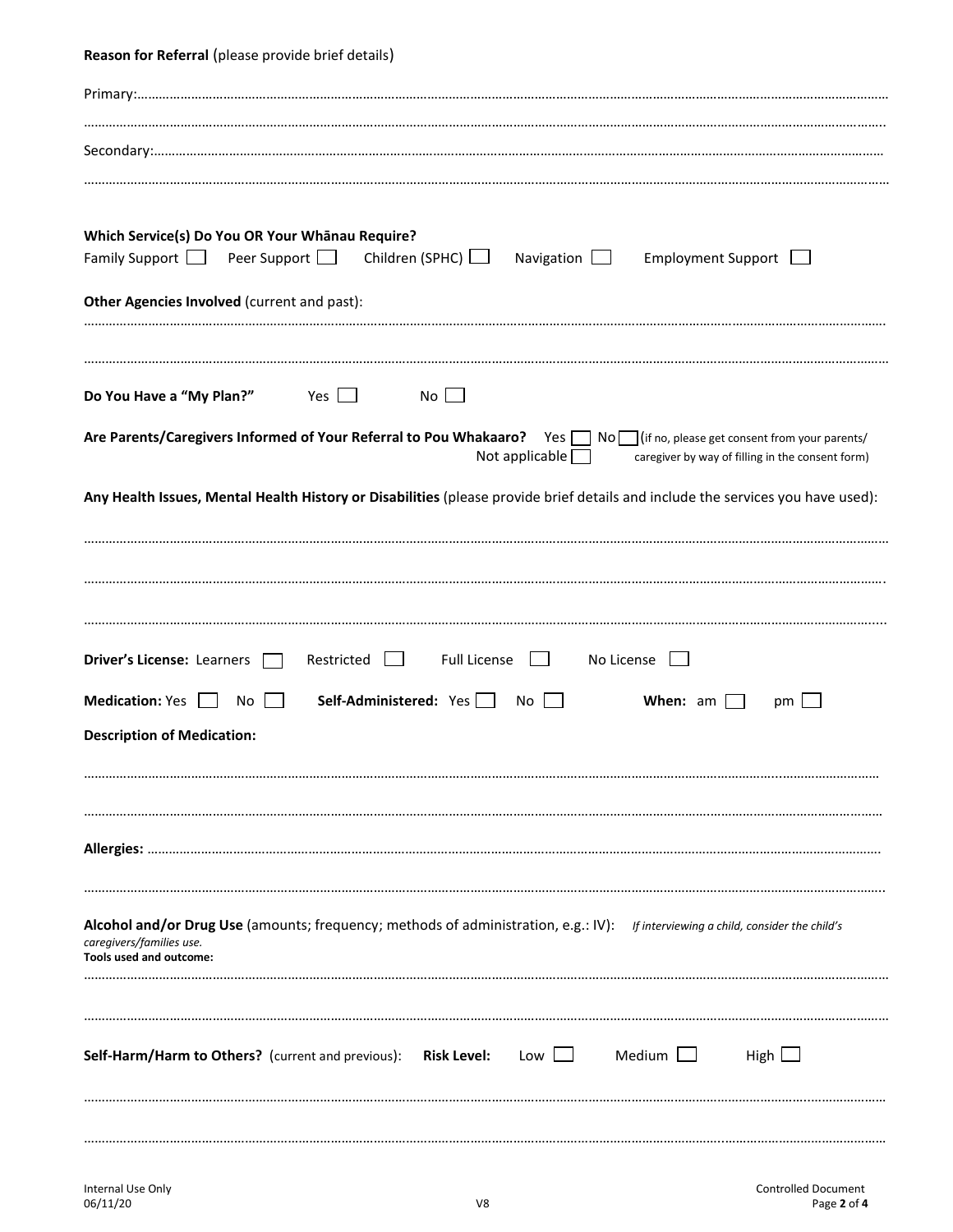**Reason for Referral** (please provide brief details)

Primary:……………………………………………………………………………………………………………………………………………………

……………………………………………………………………………………………………………………………………………………………

Secondary:…………………………………………………………………………………………………………………………………………………

……………………………………………………………………………………………………………………………………………………………

**Which Service(s) Do You OR Your Whānau Require?**

Family Support ☐ Peer Support ☐ Children (SPHC) ☐ Navigation ☐ Employment Support ☐

**Other Agencies Involved** (current and past):

……………………………………………………………………………………………………………………………………………………………

……………………………………………………………………………………………………………………………………………………………

**Do You Have a "My Plan?"** Yes ☐ No ☐

**Are Parents/Caregivers Informed of Your Referral to Pou Whakaaro?** Yes ☐ No ☐ (if no, please get consent from your parents/caregiver by way of filling in the consent form) Not applicable ☐

**Any Health Issues, Mental Health History or Disabilities** (please provide brief details and include the services you have used):

……………………………………………………………………………………………………………………………………………………………

……………………………………………………………………………………………………………………………………………………………

……………………………………………………………………………………………………………………………………………………………

**Driver's License:** Learners ☐ Restricted ☐ Full License ☐ No License ☐

**Medication:** Yes ☐ No ☐ **Self-Administered:** Yes ☐ No ☐ **When:** am ☐ pm ☐

**Description of Medication:**

……………………………………………………………………………………………………………………………………………………………

……………………………………………………………………………………………………………………………………………………………

**Allergies:** ……………………………………………………………………………………………………………………………………………

……………………………………………………………………………………………………………………………………………………………

**Alcohol and/or Drug Use** (amounts; frequency; methods of administration, e.g.: IV): *If interviewing a child, consider the child's caregivers/families use.*

**Tools used and outcome:**

……………………………………………………………………………………………………………………………………………………………

……………………………………………………………………………………………………………………………………………………………

**Self-Harm/Harm to Others?** (current and previous): **Risk Level:** Low ☐ Medium ☐ High ☐

……………………………………………………………………………………………………………………………………………………………

……………………………………………………………………………………………………………………………………………………………

Internal Use Only
06/11/20 V8 Controlled Document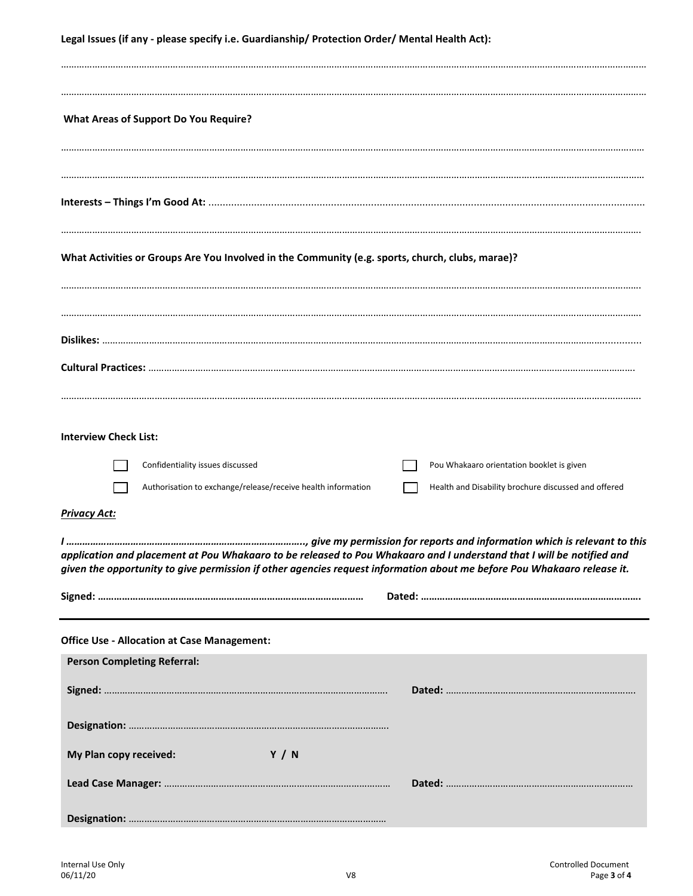**Legal Issues (if any - please specify i.e. Guardianship/ Protection Order/ Mental Health Act):**

……………………………………………………………………………………………………………………………………………………………………………………………

……………………………………………………………………………………………………………………………………………………………………………………………

**What Areas of Support Do You Require?**

……………………………………………………………………………………………………………………………………………………………………………………………

……………………………………………………………………………………………………………………………………………………………………………………………

**Interests – Things I'm Good At:** ……………………………………………………………………………………………………………………………………………

……………………………………………………………………………………………………………………………………………………………………………………………

**What Activities or Groups Are You Involved in the Community (e.g. sports, church, clubs, marae)?**

……………………………………………………………………………………………………………………………………………………………………………………………

……………………………………………………………………………………………………………………………………………………………………………………………

**Dislikes:** ……………………………………………………………………………………………………………………………………………………………………………

**Cultural Practices:** ……………………………………………………………………………………………………………………………………………………………

……………………………………………………………………………………………………………………………………………………………………………………………

**Interview Check List:**

- ☐ Confidentiality issues discussed
- ☐ Authorisation to exchange/release/receive health information
- ☐ Pou Whakaaro orientation booklet is given
- ☐ Health and Disability brochure discussed and offered

***Privacy Act:***

***I ……………………………………………………………………………., give my permission for reports and information which is relevant to this application and placement at Pou Whakaaro to be released to Pou Whakaaro and I understand that I will be notified and given the opportunity to give permission if other agencies request information about me before Pou Whakaaro release it.***

**Signed: ……………………………………………………………………………………** **Dated: …………………………………………………………………….**

---

**Office Use - Allocation at Case Management:**

**Person Completing Referral:**

**Signed:** ………………………………………………………………………………………… **Dated:** ………………………………………………………………

**Designation:** ………………………………………………………………………………………

**My Plan copy received:** **Y / N**

**Lead Case Manager:** …………………………………………………………………………… **Dated:** ……………………………………………………………

**Designation:** ………………………………………………………………………………………

Internal Use Only
06/11/20

V8

Controlled Document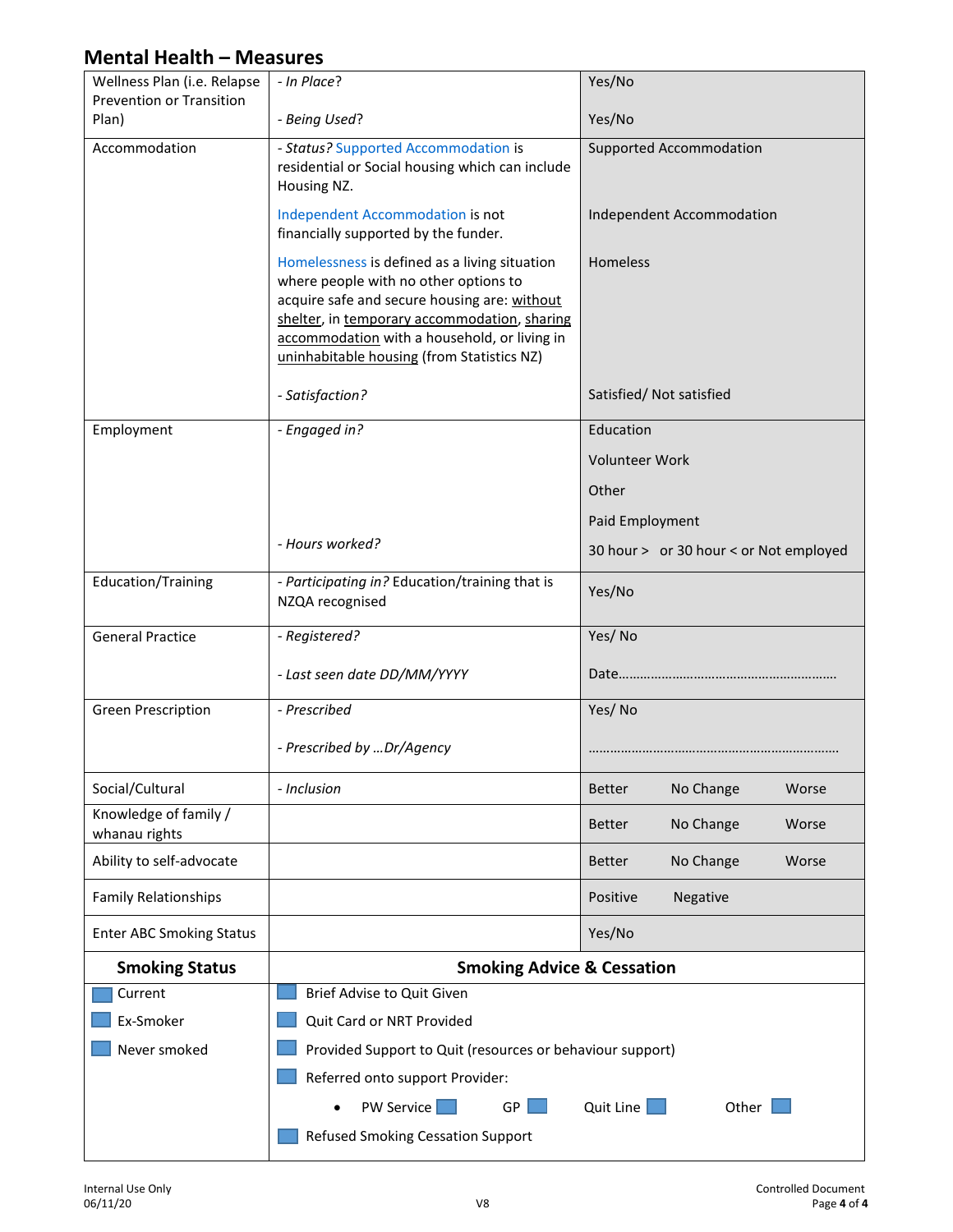## Mental Health – Measures

| | | |
|---|---|---|
| Wellness Plan (i.e. Relapse Prevention or Transition Plan) | - *In Place*?<br><br>- *Being Used*? | Yes/No<br><br>Yes/No |
| Accommodation | - *Status?* Supported Accommodation is residential or Social housing which can include Housing NZ.<br><br>Independent Accommodation is not financially supported by the funder.<br><br>Homelessness is defined as a living situation where people with no other options to acquire safe and secure housing are: without shelter, in temporary accommodation, sharing accommodation with a household, or living in uninhabitable housing (from Statistics NZ)<br><br>- *Satisfaction?* | Supported Accommodation<br><br>Independent Accommodation<br><br>Homeless<br><br>Satisfied/ Not satisfied |
| Employment | - *Engaged in?*<br><br>- *Hours worked?* | Education<br>Volunteer Work<br>Other<br>Paid Employment<br>30 hour > or 30 hour < or Not employed |
| Education/Training | - *Participating in?* Education/training that is NZQA recognised | Yes/No |
| General Practice | - *Registered?*<br><br>- *Last seen date DD/MM/YYYY* | Yes/ No<br><br>Date………………………………………………… |
| Green Prescription | - *Prescribed*<br><br>- *Prescribed by …Dr/Agency* | Yes/ No<br><br>…………………………………………………………… |
| Social/Cultural | - *Inclusion* | Better No Change Worse |
| Knowledge of family / whanau rights | | Better No Change Worse |
| Ability to self-advocate | | Better No Change Worse |
| Family Relationships | | Positive Negative |
| Enter ABC Smoking Status | | Yes/No |

| **Smoking Status** | **Smoking Advice & Cessation** |
|---|---|
| ☐ Current<br>☐ Ex-Smoker<br>☐ Never smoked | ☐ Brief Advise to Quit Given<br>☐ Quit Card or NRT Provided<br>☐ Provided Support to Quit (resources or behaviour support)<br>☐ Referred onto support Provider:<br>• PW Service ☐ GP ☐ Quit Line ☐ Other ☐<br>☐ Refused Smoking Cessation Support |

Internal Use Only
06/11/20

V8

Controlled Document